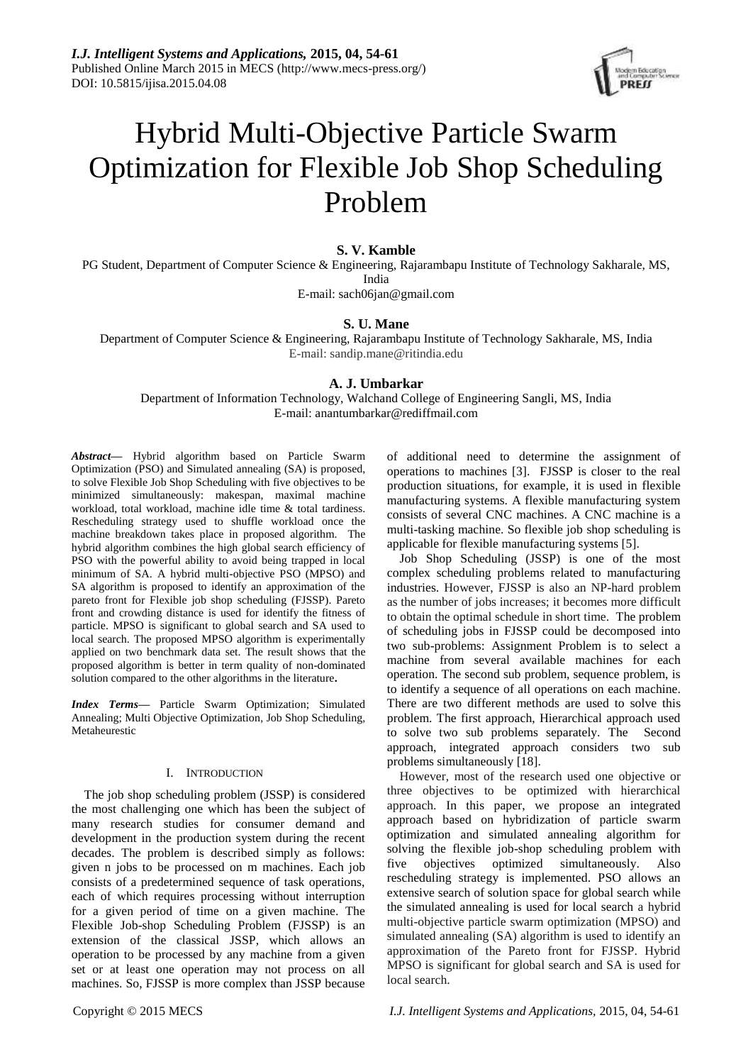# Hybrid Multi-Objective Particle Swarm Optimization for Flexible Job Shop Scheduling Problem

**S. V. Kamble**

PG Student, Department of Computer Science & Engineering, Rajarambapu Institute of Technology Sakharale, MS, India

E-mail: sach06jan@gmail.com

**S. U. Mane**

Department of Computer Science & Engineering, Rajarambapu Institute of Technology Sakharale, MS, India

E-mail: sandip.mane@ritindia.edu

**A. J. Umbarkar**

Department of Information Technology, Walchand College of Engineering Sangli, MS, India

E-mail: anantumbarkar@rediffmail.com

***Abstract***— Hybrid algorithm based on Particle Swarm Optimization (PSO) and Simulated annealing (SA) is proposed, to solve Flexible Job Shop Scheduling with five objectives to be minimized simultaneously: makespan, maximal machine workload, total workload, machine idle time & total tardiness. Rescheduling strategy used to shuffle workload once the machine breakdown takes place in proposed algorithm. The hybrid algorithm combines the high global search efficiency of PSO with the powerful ability to avoid being trapped in local minimum of SA. A hybrid multi-objective PSO (MPSO) and SA algorithm is proposed to identify an approximation of the pareto front for Flexible job shop scheduling (FJSSP). Pareto front and crowding distance is used for identify the fitness of particle. MPSO is significant to global search and SA used to local search. The proposed MPSO algorithm is experimentally applied on two benchmark data set. The result shows that the proposed algorithm is better in term quality of non-dominated solution compared to the other algorithms in the literature**.**

***Index Terms***— Particle Swarm Optimization; Simulated Annealing; Multi Objective Optimization, Job Shop Scheduling, Metaheurestic

## I. Introduction

The job shop scheduling problem (JSSP) is considered the most challenging one which has been the subject of many research studies for consumer demand and development in the production system during the recent decades. The problem is described simply as follows: given n jobs to be processed on m machines. Each job consists of a predetermined sequence of task operations, each of which requires processing without interruption for a given period of time on a given machine. The Flexible Job-shop Scheduling Problem (FJSSP) is an extension of the classical JSSP, which allows an operation to be processed by any machine from a given set or at least one operation may not process on all machines. So, FJSSP is more complex than JSSP because of additional need to determine the assignment of operations to machines [3]. FJSSP is closer to the real production situations, for example, it is used in flexible manufacturing systems. A flexible manufacturing system consists of several CNC machines. A CNC machine is a multi-tasking machine. So flexible job shop scheduling is applicable for flexible manufacturing systems [5].

Job Shop Scheduling (JSSP) is one of the most complex scheduling problems related to manufacturing industries. However, FJSSP is also an NP-hard problem as the number of jobs increases; it becomes more difficult to obtain the optimal schedule in short time. The problem of scheduling jobs in FJSSP could be decomposed into two sub-problems: Assignment Problem is to select a machine from several available machines for each operation. The second sub problem, sequence problem, is to identify a sequence of all operations on each machine. There are two different methods are used to solve this problem. The first approach, Hierarchical approach used to solve two sub problems separately. The Second approach, integrated approach considers two sub problems simultaneously [18].

However, most of the research used one objective or three objectives to be optimized with hierarchical approach. In this paper, we propose an integrated approach based on hybridization of particle swarm optimization and simulated annealing algorithm for solving the flexible job-shop scheduling problem with five objectives optimized simultaneously. Also rescheduling strategy is implemented. PSO allows an extensive search of solution space for global search while the simulated annealing is used for local search a hybrid multi-objective particle swarm optimization (MPSO) and simulated annealing (SA) algorithm is used to identify an approximation of the Pareto front for FJSSP. Hybrid MPSO is significant for global search and SA is used for local search.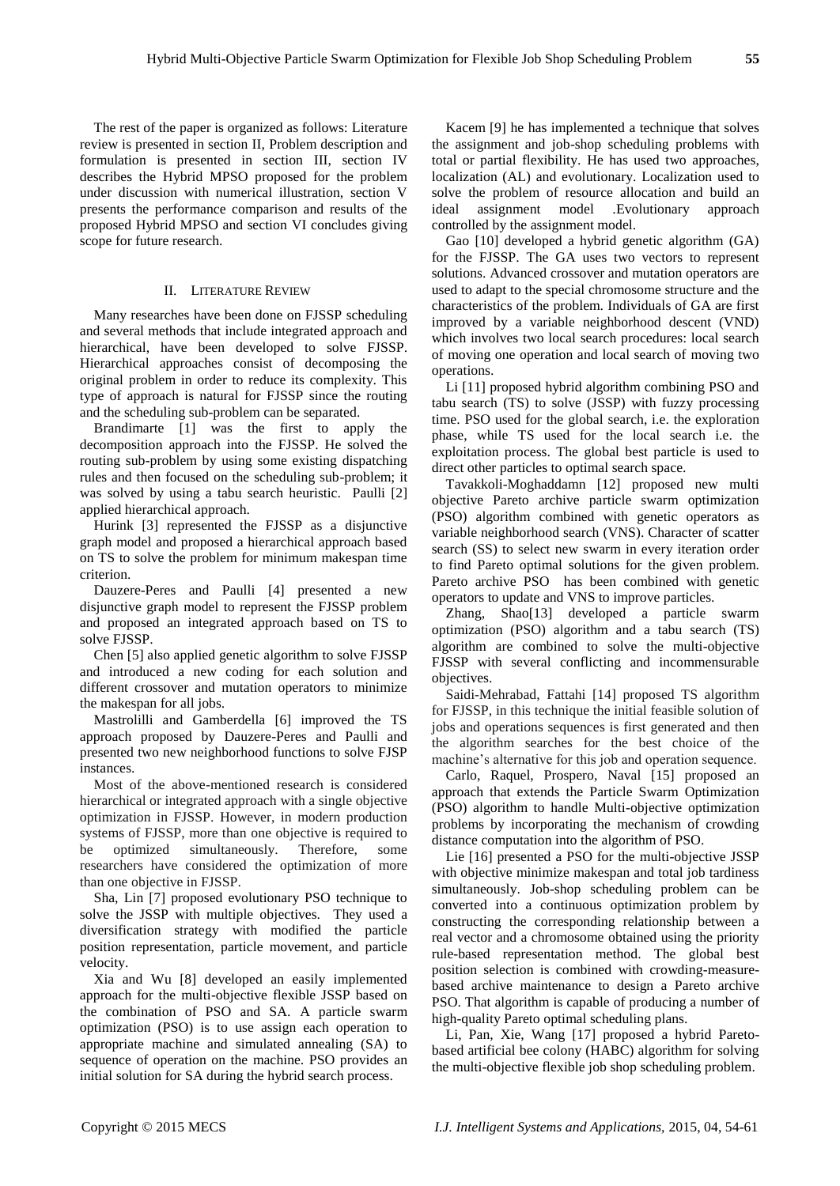The rest of the paper is organized as follows: Literature review is presented in section II, Problem description and formulation is presented in section III, section IV describes the Hybrid MPSO proposed for the problem under discussion with numerical illustration, section V presents the performance comparison and results of the proposed Hybrid MPSO and section VI concludes giving scope for future research.

## II. Literature Review

Many researches have been done on FJSSP scheduling and several methods that include integrated approach and hierarchical, have been developed to solve FJSSP. Hierarchical approaches consist of decomposing the original problem in order to reduce its complexity. This type of approach is natural for FJSSP since the routing and the scheduling sub-problem can be separated.

Brandimarte [1] was the first to apply the decomposition approach into the FJSSP. He solved the routing sub-problem by using some existing dispatching rules and then focused on the scheduling sub-problem; it was solved by using a tabu search heuristic. Paulli [2] applied hierarchical approach.

Hurink [3] represented the FJSSP as a disjunctive graph model and proposed a hierarchical approach based on TS to solve the problem for minimum makespan time criterion.

Dauzere-Peres and Paulli [4] presented a new disjunctive graph model to represent the FJSSP problem and proposed an integrated approach based on TS to solve FJSSP.

Chen [5] also applied genetic algorithm to solve FJSSP and introduced a new coding for each solution and different crossover and mutation operators to minimize the makespan for all jobs.

Mastrolilli and Gamberdella [6] improved the TS approach proposed by Dauzere-Peres and Paulli and presented two new neighborhood functions to solve FJSP instances.

Most of the above-mentioned research is considered hierarchical or integrated approach with a single objective optimization in FJSSP. However, in modern production systems of FJSSP, more than one objective is required to be optimized simultaneously. Therefore, some researchers have considered the optimization of more than one objective in FJSSP.

Sha, Lin [7] proposed evolutionary PSO technique to solve the JSSP with multiple objectives. They used a diversification strategy with modified the particle position representation, particle movement, and particle velocity.

Xia and Wu [8] developed an easily implemented approach for the multi-objective flexible JSSP based on the combination of PSO and SA. A particle swarm optimization (PSO) is to use assign each operation to appropriate machine and simulated annealing (SA) to sequence of operation on the machine. PSO provides an initial solution for SA during the hybrid search process.

Kacem [9] he has implemented a technique that solves the assignment and job-shop scheduling problems with total or partial flexibility. He has used two approaches, localization (AL) and evolutionary. Localization used to solve the problem of resource allocation and build an ideal assignment model .Evolutionary approach controlled by the assignment model.

Gao [10] developed a hybrid genetic algorithm (GA) for the FJSSP. The GA uses two vectors to represent solutions. Advanced crossover and mutation operators are used to adapt to the special chromosome structure and the characteristics of the problem. Individuals of GA are first improved by a variable neighborhood descent (VND) which involves two local search procedures: local search of moving one operation and local search of moving two operations.

Li [11] proposed hybrid algorithm combining PSO and tabu search (TS) to solve (JSSP) with fuzzy processing time. PSO used for the global search, i.e. the exploration phase, while TS used for the local search i.e. the exploitation process. The global best particle is used to direct other particles to optimal search space.

Tavakkoli-Moghaddamn [12] proposed new multi objective Pareto archive particle swarm optimization (PSO) algorithm combined with genetic operators as variable neighborhood search (VNS). Character of scatter search (SS) to select new swarm in every iteration order to find Pareto optimal solutions for the given problem. Pareto archive PSO has been combined with genetic operators to update and VNS to improve particles.

Zhang, Shao[13] developed a particle swarm optimization (PSO) algorithm and a tabu search (TS) algorithm are combined to solve the multi-objective FJSSP with several conflicting and incommensurable objectives.

Saidi-Mehrabad, Fattahi [14] proposed TS algorithm for FJSSP, in this technique the initial feasible solution of jobs and operations sequences is first generated and then the algorithm searches for the best choice of the machine's alternative for this job and operation sequence.

Carlo, Raquel, Prospero, Naval [15] proposed an approach that extends the Particle Swarm Optimization (PSO) algorithm to handle Multi-objective optimization problems by incorporating the mechanism of crowding distance computation into the algorithm of PSO.

Lie [16] presented a PSO for the multi-objective JSSP with objective minimize makespan and total job tardiness simultaneously. Job-shop scheduling problem can be converted into a continuous optimization problem by constructing the corresponding relationship between a real vector and a chromosome obtained using the priority rule-based representation method. The global best position selection is combined with crowding-measure-based archive maintenance to design a Pareto archive PSO. That algorithm is capable of producing a number of high-quality Pareto optimal scheduling plans.

Li, Pan, Xie, Wang [17] proposed a hybrid Pareto-based artificial bee colony (HABC) algorithm for solving the multi-objective flexible job shop scheduling problem.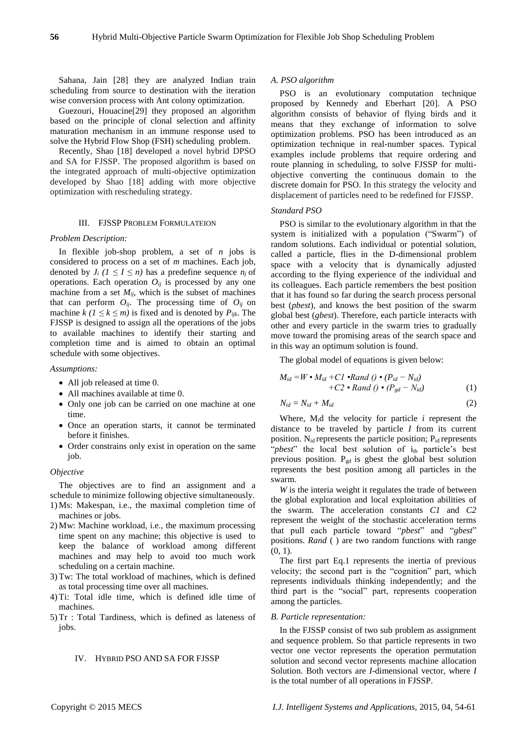Sahana, Jain [28] they are analyzed Indian train scheduling from source to destination with the iteration wise conversion process with Ant colony optimization.

Guezouri, Houacine[29] they proposed an algorithm based on the principle of clonal selection and affinity maturation mechanism in an immune response used to solve the Hybrid Flow Shop (FSH) scheduling problem.

Recently, Shao [18] developed a novel hybrid DPSO and SA for FJSSP. The proposed algorithm is based on the integrated approach of multi-objective optimization developed by Shao [18] adding with more objective optimization with rescheduling strategy.

## III. FJSSP Problem Formulateion

### *Problem Description:*

In flexible job-shop problem, a set of $n$ jobs is considered to process on a set of $m$ machines. Each job, denoted by $J_i$ $(1 \leq I \leq n)$ has a predefine sequence $n_j$ of operations. Each operation $O_{ij}$ is processed by any one machine from a set $M_{ij}$, which is the subset of machines that can perform $O_{ij}$. The processing time of $O_{ij}$ on machine $k$ $(1 \leq k \leq m)$ is fixed and is denoted by $P_{ijk}$. The FJSSP is designed to assign all the operations of the jobs to available machines to identify their starting and completion time and is aimed to obtain an optimal schedule with some objectives.

### *Assumptions:*

- All job released at time 0.
- All machines available at time 0.
- Only one job can be carried on one machine at one time.
- Once an operation starts, it cannot be terminated before it finishes.
- Order constrains only exist in operation on the same job.

### *Objective*

The objectives are to find an assignment and a schedule to minimize following objective simultaneously.

1) Ms: Makespan, i.e., the maximal completion time of machines or jobs.
2) Mw: Machine workload, i.e., the maximum processing time spent on any machine; this objective is used to keep the balance of workload among different machines and may help to avoid too much work scheduling on a certain machine.
3) Tw: The total workload of machines, which is defined as total processing time over all machines.
4) Ti: Total idle time, which is defined idle time of machines.
5) Tr : Total Tardiness, which is defined as lateness of jobs.

## IV. Hybrid PSO and SA for FJSSP

### *A. PSO algorithm*

PSO is an evolutionary computation technique proposed by Kennedy and Eberhart [20]. A PSO algorithm consists of behavior of flying birds and it means that they exchange of information to solve optimization problems. PSO has been introduced as an optimization technique in real-number spaces. Typical examples include problems that require ordering and route planning in scheduling, to solve FJSSP for multi-objective converting the continuous domain to the discrete domain for PSO. In this strategy the velocity and displacement of particles need to be redefined for FJSSP.

### *Standard PSO*

PSO is similar to the evolutionary algorithm in that the system is initialized with a population ("Swarm") of random solutions. Each individual or potential solution, called a particle, flies in the D-dimensional problem space with a velocity that is dynamically adjusted according to the flying experience of the individual and its colleagues. Each particle remembers the best position that it has found so far during the search process personal best (*pbest*), and knows the best position of the swarm global best (*gbest*). Therefore, each particle interacts with other and every particle in the swarm tries to gradually move toward the promising areas of the search space and in this way an optimum solution is found.

The global model of equations is given below:

$$M_{id} = W \cdot M_{id} + C1 \cdot Rand\,() \cdot (P_{id} - N_{id}) + C2 \cdot Rand\,() \cdot (P_{gd} - N_{id}) \tag{1}$$

$$N_{id} = N_{id} + M_{id} \tag{2}$$

Where, $M_{id}$ the velocity for particle $i$ represent the distance to be traveled by particle $I$ from its current position. $N_{id}$ represents the particle position; $P_{id}$ represents "*pbest*" the local best solution of $i_{th}$ particle's best previous position. $P_{gd}$ is gbest the global best solution represents the best position among all particles in the swarm.

*W* is the interia weight it regulates the trade of between the global exploration and local exploitation abilities of the swarm. The acceleration constants *C1* and *C2* represent the weight of the stochastic acceleration terms that pull each particle toward "*pbest*" and "*gbest*" positions. *Rand* ( ) are two random functions with range (0, 1).

The first part Eq.1 represents the inertia of previous velocity; the second part is the "cognition" part, which represents individuals thinking independently; and the third part is the "social" part, represents cooperation among the particles.

### *B. Particle representation:*

In the FJSSP consist of two sub problem as assignment and sequence problem. So that particle represents in two vector one vector represents the operation permutation solution and second vector represents machine allocation Solution. Both vectors are *I*-dimensional vector, where *I* is the total number of all operations in FJSSP.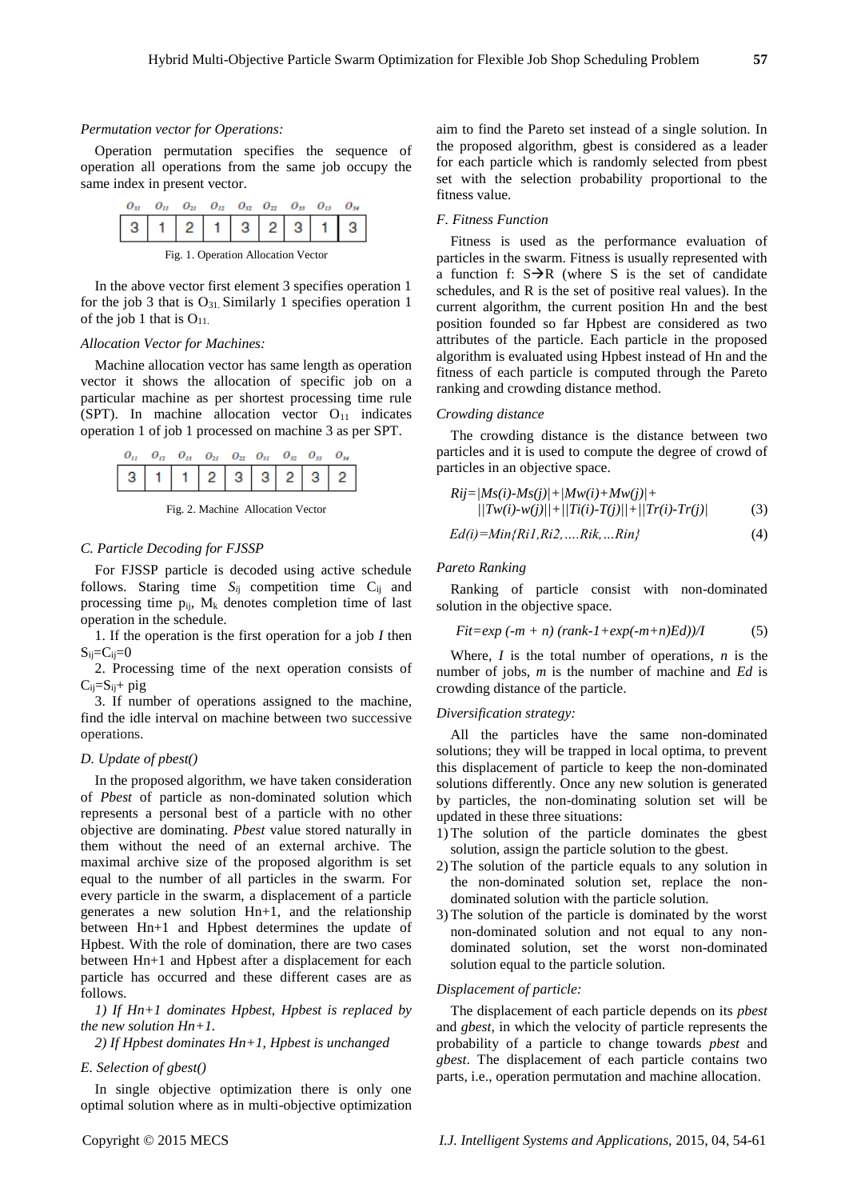*Permutation vector for Operations:*

Operation permutation specifies the sequence of operation all operations from the same job occupy the same index in present vector.

| $O_{31}$ | $O_{11}$ | $O_{21}$ | $O_{12}$ | $O_{32}$ | $O_{22}$ | $O_{33}$ | $O_{13}$ | $O_{34}$ |
|---|---|---|---|---|---|---|---|---|
| 3 | 1 | 2 | 1 | 3 | 2 | 3 | 1 | 3 |

Fig. 1. Operation Allocation Vector

In the above vector first element 3 specifies operation 1 for the job 3 that is $O_{31}$. Similarly 1 specifies operation 1 of the job 1 that is $O_{11}$.

*Allocation Vector for Machines:*

Machine allocation vector has same length as operation vector it shows the allocation of specific job on a particular machine as per shortest processing time rule (SPT). In machine allocation vector $O_{11}$ indicates operation 1 of job 1 processed on machine 3 as per SPT.

| $O_{11}$ | $O_{12}$ | $O_{13}$ | $O_{21}$ | $O_{22}$ | $O_{31}$ | $O_{32}$ | $O_{33}$ | $O_{34}$ |
|---|---|---|---|---|---|---|---|---|
| 3 | 1 | 1 | 2 | 3 | 3 | 2 | 3 | 2 |

Fig. 2. Machine Allocation Vector

### *C. Particle Decoding for FJSSP*

For FJSSP particle is decoded using active schedule follows. Staring time $S_{ij}$ competition time $C_{ij}$ and processing time $p_{ij}$, $M_k$ denotes completion time of last operation in the schedule.

1. If the operation is the first operation for a job *I* then $S_{ij}=C_{ij}=0$

2. Processing time of the next operation consists of $C_{ij}=S_{ij}+$ pig

3. If number of operations assigned to the machine, find the idle interval on machine between two successive operations.

### *D. Update of pbest()*

In the proposed algorithm, we have taken consideration of *Pbest* of particle as non-dominated solution which represents a personal best of a particle with no other objective are dominating. *Pbest* value stored naturally in them without the need of an external archive. The maximal archive size of the proposed algorithm is set equal to the number of all particles in the swarm. For every particle in the swarm, a displacement of a particle generates a new solution Hn+1, and the relationship between Hn+1 and Hpbest determines the update of Hpbest. With the role of domination, there are two cases between Hn+1 and Hpbest after a displacement for each particle has occurred and these different cases are as follows.

*1) If Hn+1 dominates Hpbest, Hpbest is replaced by the new solution Hn+1.*

*2) If Hpbest dominates Hn+1, Hpbest is unchanged*

### *E. Selection of gbest()*

In single objective optimization there is only one optimal solution where as in multi-objective optimization aim to find the Pareto set instead of a single solution. In the proposed algorithm, gbest is considered as a leader for each particle which is randomly selected from pbest set with the selection probability proportional to the fitness value.

### *F. Fitness Function*

Fitness is used as the performance evaluation of particles in the swarm. Fitness is usually represented with a function f: S→R (where S is the set of candidate schedules, and R is the set of positive real values). In the current algorithm, the current position Hn and the best position founded so far Hpbest are considered as two attributes of the particle. Each particle in the proposed algorithm is evaluated using Hpbest instead of Hn and the fitness of each particle is computed through the Pareto ranking and crowding distance method.

*Crowding distance*

The crowding distance is the distance between two particles and it is used to compute the degree of crowd of particles in an objective space.

$$Rij=|Ms(i)-Ms(j)|+|Mw(i)+Mw(j)|+ ||Tw(i)-w(j)||+||Ti(i)-T(j)||+||Tr(i)-Tr(j)| \quad (3)$$

$$Ed(i)=Min\{Ri1,Ri2,\ldots.Rik,\ldots Rin\} \quad (4)$$

*Pareto Ranking*

Ranking of particle consist with non-dominated solution in the objective space.

$$Fit=\exp(-m+n)(rank-1+\exp(-m+n)Ed))/I \quad (5)$$

Where, *I* is the total number of operations, *n* is the number of jobs, *m* is the number of machine and *Ed* is crowding distance of the particle.

*Diversification strategy:*

All the particles have the same non-dominated solutions; they will be trapped in local optima, to prevent this displacement of particle to keep the non-dominated solutions differently. Once any new solution is generated by particles, the non-dominating solution set will be updated in these three situations:

1) The solution of the particle dominates the gbest solution, assign the particle solution to the gbest.
2) The solution of the particle equals to any solution in the non-dominated solution set, replace the non-dominated solution with the particle solution.
3) The solution of the particle is dominated by the worst non-dominated solution and not equal to any non-dominated solution, set the worst non-dominated solution equal to the particle solution.

*Displacement of particle:*

The displacement of each particle depends on its *pbest* and *gbest*, in which the velocity of particle represents the probability of a particle to change towards *pbest* and *gbest*. The displacement of each particle contains two parts, i.e., operation permutation and machine allocation.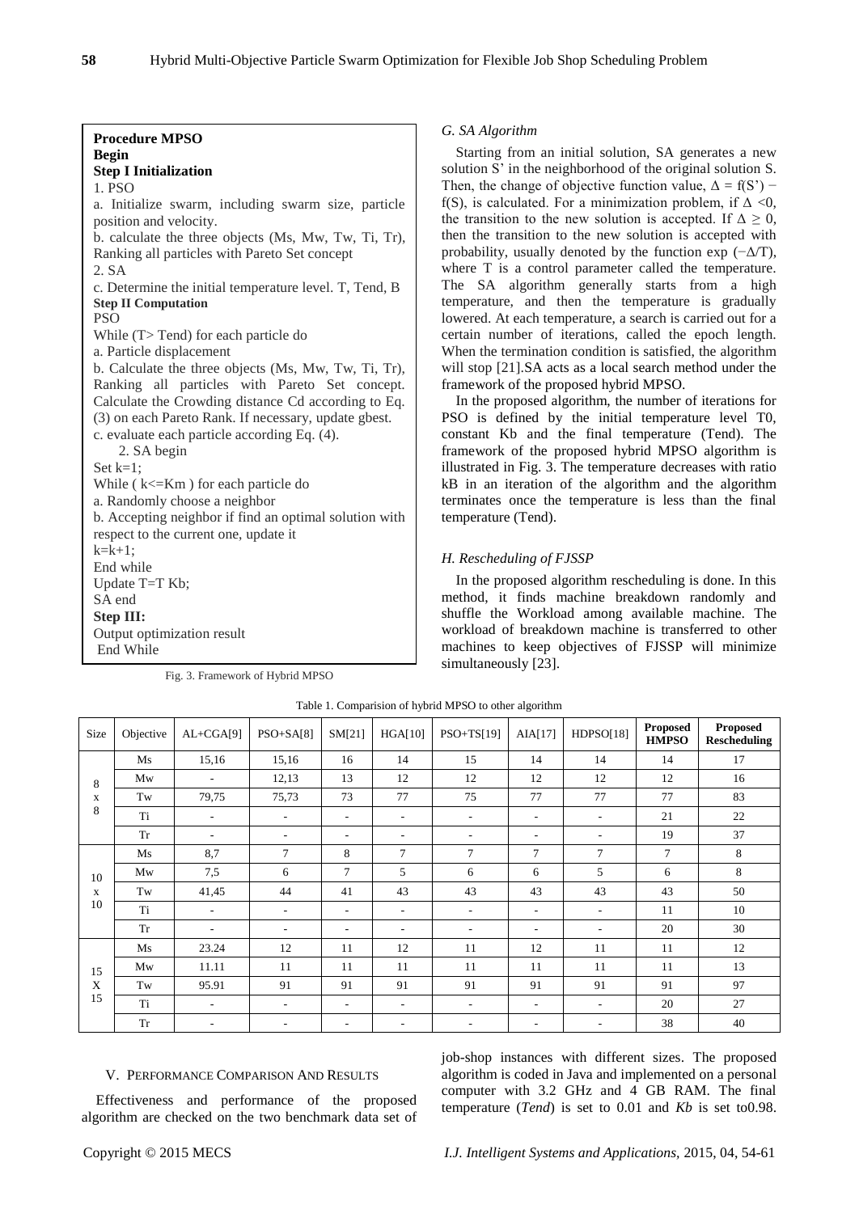**Procedure MPSO**
**Begin**
**Step I Initialization**
1. PSO
a. Initialize swarm, including swarm size, particle position and velocity.
b. calculate the three objects (Ms, Mw, Tw, Ti, Tr), Ranking all particles with Pareto Set concept
2. SA
c. Determine the initial temperature level. T, Tend, B
**Step II Computation**
PSO
While (T> Tend) for each particle do
a. Particle displacement
b. Calculate the three objects (Ms, Mw, Tw, Ti, Tr), Ranking all particles with Pareto Set concept. Calculate the Crowding distance Cd according to Eq. (3) on each Pareto Rank. If necessary, update gbest.
c. evaluate each particle according Eq. (4).
2. SA begin
Set k=1;
While ( k<=Km ) for each particle do
a. Randomly choose a neighbor
b. Accepting neighbor if find an optimal solution with respect to the current one, update it
k=k+1;
End while
Update T=T Kb;
SA end
**Step III:**
Output optimization result
End While

Fig. 3. Framework of Hybrid MPSO

### *G. SA Algorithm*

Starting from an initial solution, SA generates a new solution S' in the neighborhood of the original solution S. Then, the change of objective function value, $\Delta = f(S') - f(S)$, is calculated. For a minimization problem, if $\Delta < 0$, the transition to the new solution is accepted. If $\Delta \geq 0$, then the transition to the new solution is accepted with probability, usually denoted by the function $\exp(-\Delta/T)$, where T is a control parameter called the temperature. The SA algorithm generally starts from a high temperature, and then the temperature is gradually lowered. At each temperature, a search is carried out for a certain number of iterations, called the epoch length. When the termination condition is satisfied, the algorithm will stop [21].SA acts as a local search method under the framework of the proposed hybrid MPSO.

In the proposed algorithm, the number of iterations for PSO is defined by the initial temperature level T0, constant Kb and the final temperature (Tend). The framework of the proposed hybrid MPSO algorithm is illustrated in Fig. 3. The temperature decreases with ratio kB in an iteration of the algorithm and the algorithm terminates once the temperature is less than the final temperature (Tend).

### *H. Rescheduling of FJSSP*

In the proposed algorithm rescheduling is done. In this method, it finds machine breakdown randomly and shuffle the Workload among available machine. The workload of breakdown machine is transferred to other machines to keep objectives of FJSSP will minimize simultaneously [23].

Table 1. Comparision of hybrid MPSO to other algorithm

| Size | Objective | AL+CGA[9] | PSO+SA[8] | SM[21] | HGA[10] | PSO+TS[19] | AIA[17] | HDPSO[18] | **Proposed HMPSO** | **Proposed Rescheduling** |
|---|---|---|---|---|---|---|---|---|---|---|
| 8 x 8 | Ms | 15,16 | 15,16 | 16 | 14 | 15 | 14 | 14 | 14 | 17 |
| | Mw | - | 12,13 | 13 | 12 | 12 | 12 | 12 | 12 | 16 |
| | Tw | 79,75 | 75,73 | 73 | 77 | 75 | 77 | 77 | 77 | 83 |
| | Ti | - | - | - | - | - | - | - | 21 | 22 |
| | Tr | - | - | - | - | - | - | - | 19 | 37 |
| 10 x 10 | Ms | 8,7 | 7 | 8 | 7 | 7 | 7 | 7 | 7 | 8 |
| | Mw | 7,5 | 6 | 7 | 5 | 6 | 6 | 5 | 6 | 8 |
| | Tw | 41,45 | 44 | 41 | 43 | 43 | 43 | 43 | 43 | 50 |
| | Ti | - | - | - | - | - | - | - | 11 | 10 |
| | Tr | - | - | - | - | - | - | - | 20 | 30 |
| 15 X 15 | Ms | 23.24 | 12 | 11 | 12 | 11 | 12 | 11 | 11 | 12 |
| | Mw | 11.11 | 11 | 11 | 11 | 11 | 11 | 11 | 11 | 13 |
| | Tw | 95.91 | 91 | 91 | 91 | 91 | 91 | 91 | 91 | 97 |
| | Ti | - | - | - | - | - | - | - | 20 | 27 |
| | Tr | - | - | - | - | - | - | - | 38 | 40 |

## V. Performance Comparison And Results

Effectiveness and performance of the proposed algorithm are checked on the two benchmark data set of job-shop instances with different sizes. The proposed algorithm is coded in Java and implemented on a personal computer with 3.2 GHz and 4 GB RAM. The final temperature (*Tend*) is set to 0.01 and *Kb* is set to0.98.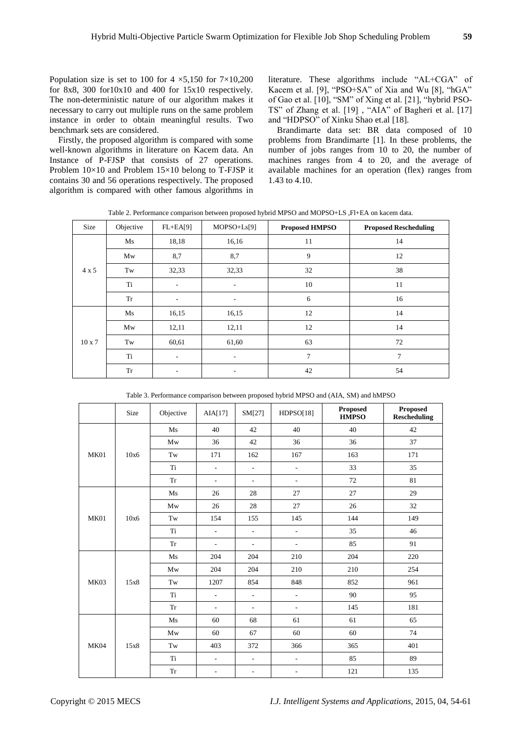Population size is set to 100 for 4 ×5,150 for 7×10,200 for 8x8, 300 for10x10 and 400 for 15x10 respectively. The non-deterministic nature of our algorithm makes it necessary to carry out multiple runs on the same problem instance in order to obtain meaningful results. Two benchmark sets are considered.

Firstly, the proposed algorithm is compared with some well-known algorithms in literature on Kacem data. An Instance of P-FJSP that consists of 27 operations. Problem 10×10 and Problem 15×10 belong to T-FJSP it contains 30 and 56 operations respectively. The proposed algorithm is compared with other famous algorithms in literature. These algorithms include "AL+CGA" of Kacem et al. [9], "PSO+SA" of Xia and Wu [8], "hGA" of Gao et al. [10], "SM" of Xing et al. [21], "hybrid PSO-TS" of Zhang et al. [19] , "AIA" of Bagheri et al. [17] and "HDPSO" of Xinku Shao et.al [18].

Brandimarte data set: BR data composed of 10 problems from Brandimarte [1]. In these problems, the number of jobs ranges from 10 to 20, the number of machines ranges from 4 to 20, and the average of available machines for an operation (flex) ranges from 1.43 to 4.10.

Table 2. Performance comparison between proposed hybrid MPSO and MOPSO+LS ,Fl+EA on kacem data.

| Size | Objective | FL+EA[9] | MOPSO+Ls[9] | **Proposed HMPSO** | **Proposed Rescheduling** |
|---|---|---|---|---|---|
| 4 x 5 | Ms | 18,18 | 16,16 | 11 | 14 |
| | Mw | 8,7 | 8,7 | 9 | 12 |
| | Tw | 32,33 | 32,33 | 32 | 38 |
| | Ti | - | - | 10 | 11 |
| | Tr | - | - | 6 | 16 |
| 10 x 7 | Ms | 16,15 | 16,15 | 12 | 14 |
| | Mw | 12,11 | 12,11 | 12 | 14 |
| | Tw | 60,61 | 61,60 | 63 | 72 |
| | Ti | - | - | 7 | 7 |
| | Tr | - | - | 42 | 54 |

Table 3. Performance comparison between proposed hybrid MPSO and (AIA, SM) and hMPSO

| | Size | Objective | AIA[17] | SM[27] | HDPSO[18] | **Proposed HMPSO** | **Proposed Rescheduling** |
|---|---|---|---|---|---|---|---|
| MK01 | 10x6 | Ms | 40 | 42 | 40 | 40 | 42 |
| | | Mw | 36 | 42 | 36 | 36 | 37 |
| | | Tw | 171 | 162 | 167 | 163 | 171 |
| | | Ti | - | - | - | 33 | 35 |
| | | Tr | - | - | - | 72 | 81 |
| MK01 | 10x6 | Ms | 26 | 28 | 27 | 27 | 29 |
| | | Mw | 26 | 28 | 27 | 26 | 32 |
| | | Tw | 154 | 155 | 145 | 144 | 149 |
| | | Ti | - | - | - | 35 | 46 |
| | | Tr | - | - | - | 85 | 91 |
| MK03 | 15x8 | Ms | 204 | 204 | 210 | 204 | 220 |
| | | Mw | 204 | 204 | 210 | 210 | 254 |
| | | Tw | 1207 | 854 | 848 | 852 | 961 |
| | | Ti | - | - | - | 90 | 95 |
| | | Tr | - | - | - | 145 | 181 |
| MK04 | 15x8 | Ms | 60 | 68 | 61 | 61 | 65 |
| | | Mw | 60 | 67 | 60 | 60 | 74 |
| | | Tw | 403 | 372 | 366 | 365 | 401 |
| | | Ti | - | - | - | 85 | 89 |
| | | Tr | - | - | - | 121 | 135 |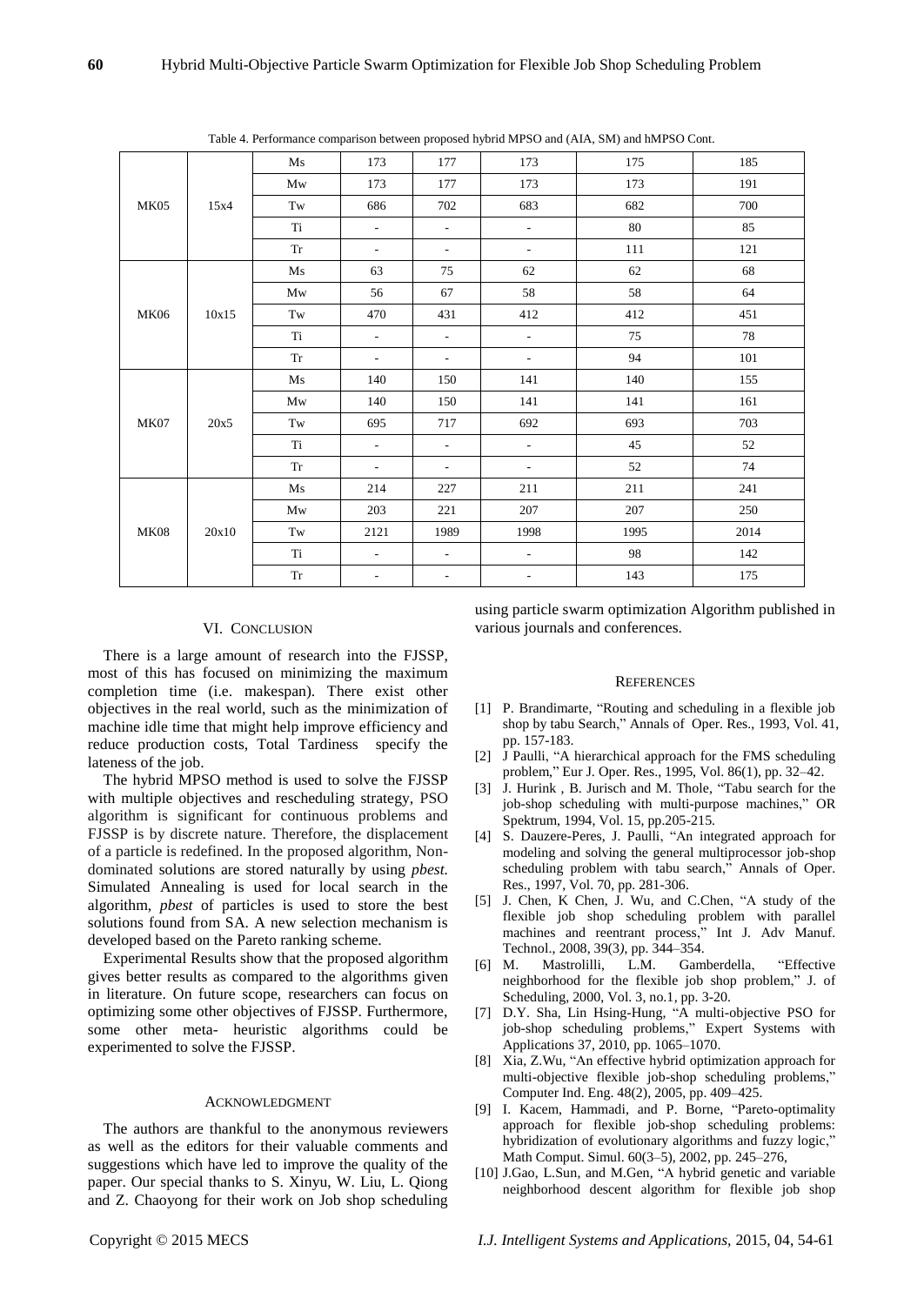Table 4. Performance comparison between proposed hybrid MPSO and (AIA, SM) and hMPSO Cont.

| | | | | | | | |
|---|---|---|---|---|---|---|---|
| MK05 | 15x4 | Ms | 173 | 177 | 173 | 175 | 185 |
| | | Mw | 173 | 177 | 173 | 173 | 191 |
| | | Tw | 686 | 702 | 683 | 682 | 700 |
| | | Ti | - | - | - | 80 | 85 |
| | | Tr | - | - | - | 111 | 121 |
| MK06 | 10x15 | Ms | 63 | 75 | 62 | 62 | 68 |
| | | Mw | 56 | 67 | 58 | 58 | 64 |
| | | Tw | 470 | 431 | 412 | 412 | 451 |
| | | Ti | - | - | - | 75 | 78 |
| | | Tr | - | - | - | 94 | 101 |
| MK07 | 20x5 | Ms | 140 | 150 | 141 | 140 | 155 |
| | | Mw | 140 | 150 | 141 | 141 | 161 |
| | | Tw | 695 | 717 | 692 | 693 | 703 |
| | | Ti | - | - | - | 45 | 52 |
| | | Tr | - | - | - | 52 | 74 |
| MK08 | 20x10 | Ms | 214 | 227 | 211 | 211 | 241 |
| | | Mw | 203 | 221 | 207 | 207 | 250 |
| | | Tw | 2121 | 1989 | 1998 | 1995 | 2014 |
| | | Ti | - | - | - | 98 | 142 |
| | | Tr | - | - | - | 143 | 175 |

## VI. Conclusion

There is a large amount of research into the FJSSP, most of this has focused on minimizing the maximum completion time (i.e. makespan). There exist other objectives in the real world, such as the minimization of machine idle time that might help improve efficiency and reduce production costs, Total Tardiness specify the lateness of the job.

The hybrid MPSO method is used to solve the FJSSP with multiple objectives and rescheduling strategy, PSO algorithm is significant for continuous problems and FJSSP is by discrete nature. Therefore, the displacement of a particle is redefined. In the proposed algorithm, Non-dominated solutions are stored naturally by using *pbest*. Simulated Annealing is used for local search in the algorithm, *pbest* of particles is used to store the best solutions found from SA. A new selection mechanism is developed based on the Pareto ranking scheme.

Experimental Results show that the proposed algorithm gives better results as compared to the algorithms given in literature. On future scope, researchers can focus on optimizing some other objectives of FJSSP. Furthermore, some other meta- heuristic algorithms could be experimented to solve the FJSSP.

## Acknowledgment

The authors are thankful to the anonymous reviewers as well as the editors for their valuable comments and suggestions which have led to improve the quality of the paper. Our special thanks to S. Xinyu, W. Liu, L. Qiong and Z. Chaoyong for their work on Job shop scheduling using particle swarm optimization Algorithm published in various journals and conferences.

## References

[1] P. Brandimarte, "Routing and scheduling in a flexible job shop by tabu Search," Annals of Oper. Res., 1993, Vol. 41, pp. 157-183.

[2] J Paulli, "A hierarchical approach for the FMS scheduling problem," Eur J. Oper. Res., 1995, Vol. 86(1), pp. 32–42.

[3] J. Hurink , B. Jurisch and M. Thole, "Tabu search for the job-shop scheduling with multi-purpose machines," OR Spektrum, 1994, Vol. 15, pp.205-215.

[4] S. Dauzere-Peres, J. Paulli, "An integrated approach for modeling and solving the general multiprocessor job-shop scheduling problem with tabu search," Annals of Oper. Res., 1997, Vol. 70, pp. 281-306.

[5] J. Chen, K Chen, J. Wu, and C.Chen, "A study of the flexible job shop scheduling problem with parallel machines and reentrant process," Int J. Adv Manuf. Technol., 2008, 39(3), pp. 344–354.

[6] M. Mastrolilli, L.M. Gamberdella, "Effective neighborhood for the flexible job shop problem," J. of Scheduling, 2000, Vol. 3, no.1, pp. 3-20.

[7] D.Y. Sha, Lin Hsing-Hung, "A multi-objective PSO for job-shop scheduling problems," Expert Systems with Applications 37, 2010, pp. 1065–1070.

[8] Xia, Z.Wu, "An effective hybrid optimization approach for multi-objective flexible job-shop scheduling problems," Computer Ind. Eng. 48(2), 2005, pp. 409–425.

[9] I. Kacem, Hammadi, and P. Borne, "Pareto-optimality approach for flexible job-shop scheduling problems: hybridization of evolutionary algorithms and fuzzy logic," Math Comput. Simul. 60(3–5), 2002, pp. 245–276,

[10] J.Gao, L.Sun, and M.Gen, "A hybrid genetic and variable neighborhood descent algorithm for flexible job shop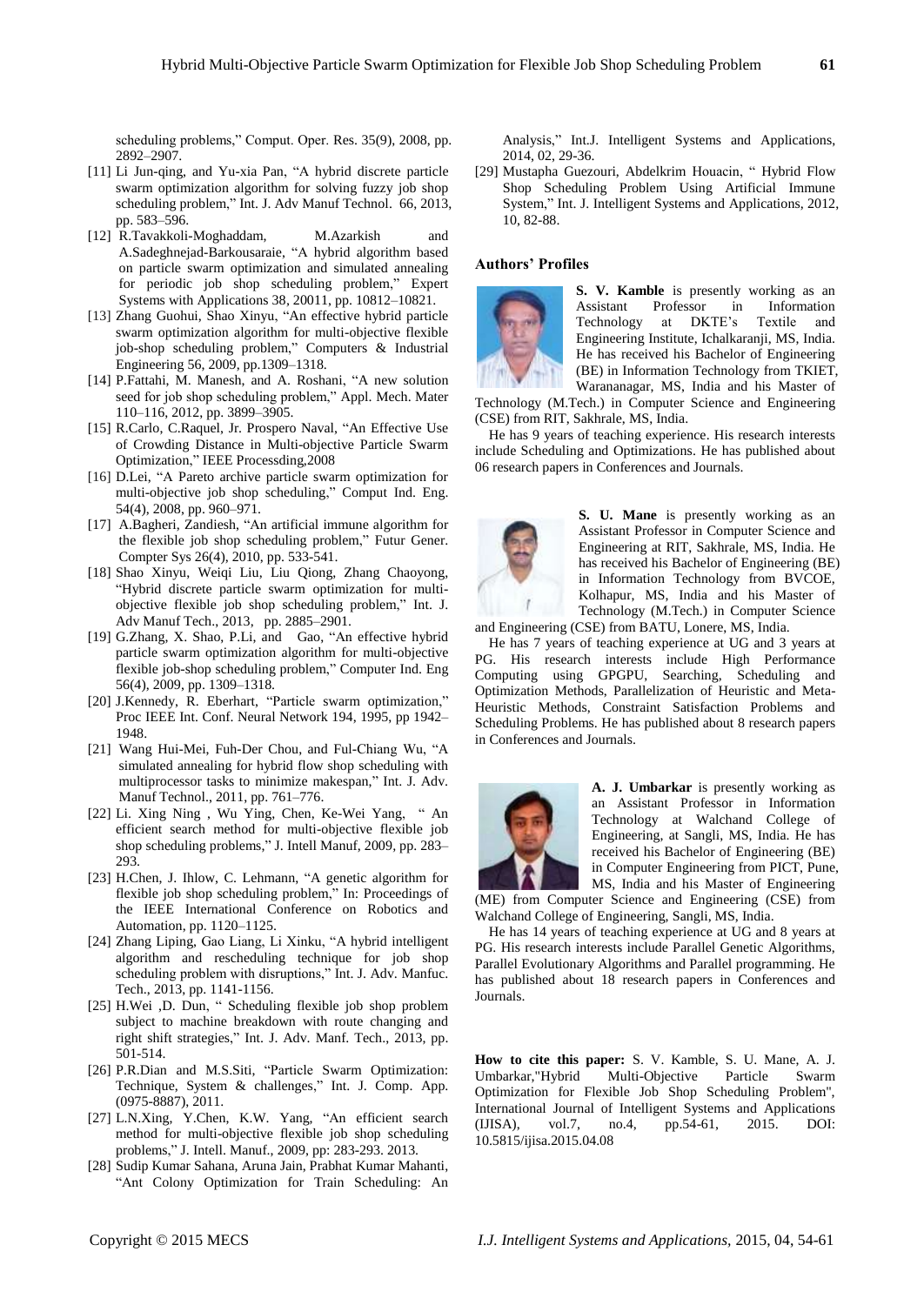scheduling problems," Comput. Oper. Res. 35(9), 2008, pp. 2892–2907.

[11] Li Jun-qing, and Yu-xia Pan, "A hybrid discrete particle swarm optimization algorithm for solving fuzzy job shop scheduling problem," Int. J. Adv Manuf Technol. 66, 2013, pp. 583–596.

[12] R.Tavakkoli-Moghaddam, M.Azarkish and A.Sadeghnejad-Barkousaraie, "A hybrid algorithm based on particle swarm optimization and simulated annealing for periodic job shop scheduling problem," Expert Systems with Applications 38, 20011, pp. 10812–10821.

[13] Zhang Guohui, Shao Xinyu, "An effective hybrid particle swarm optimization algorithm for multi-objective flexible job-shop scheduling problem," Computers & Industrial Engineering 56, 2009, pp.1309–1318.

[14] P.Fattahi, M. Manesh, and A. Roshani, "A new solution seed for job shop scheduling problem," Appl. Mech. Mater 110–116, 2012, pp. 3899–3905.

[15] R.Carlo, C.Raquel, Jr. Prospero Naval, "An Effective Use of Crowding Distance in Multi-objective Particle Swarm Optimization," IEEE Processding,2008

[16] D.Lei, "A Pareto archive particle swarm optimization for multi-objective job shop scheduling," Comput Ind. Eng. 54(4), 2008, pp. 960–971.

[17] A.Bagheri, Zandiesh, "An artificial immune algorithm for the flexible job shop scheduling problem," Futur Gener. Compter Sys 26(4), 2010, pp. 533-541.

[18] Shao Xinyu, Weiqi Liu, Liu Qiong, Zhang Chaoyong, "Hybrid discrete particle swarm optimization for multi-objective flexible job shop scheduling problem," Int. J. Adv Manuf Tech., 2013, pp. 2885–2901.

[19] G.Zhang, X. Shao, P.Li, and Gao, "An effective hybrid particle swarm optimization algorithm for multi-objective flexible job-shop scheduling problem," Computer Ind. Eng 56(4), 2009, pp. 1309–1318.

[20] J.Kennedy, R. Eberhart, "Particle swarm optimization," Proc IEEE Int. Conf. Neural Network 194, 1995, pp 1942–1948.

[21] Wang Hui-Mei, Fuh-Der Chou, and Ful-Chiang Wu, "A simulated annealing for hybrid flow shop scheduling with multiprocessor tasks to minimize makespan," Int. J. Adv. Manuf Technol., 2011, pp. 761–776.

[22] Li. Xing Ning , Wu Ying, Chen, Ke-Wei Yang, " An efficient search method for multi-objective flexible job shop scheduling problems," J Intell Manuf, 2009, pp. 283–293.

[23] H.Chen, J. Ihlow, C. Lehmann, "A genetic algorithm for flexible job shop scheduling problem," In: Proceedings of the IEEE International Conference on Robotics and Automation, pp. 1120–1125.

[24] Zhang Liping, Gao Liang, Li Xinku, "A hybrid intelligent algorithm and rescheduling technique for job shop scheduling problem with disruptions," Int. J. Adv. Manfuc. Tech., 2013, pp. 1141-1156.

[25] H.Wei ,D. Dun, " Scheduling flexible job shop problem subject to machine breakdown with route changing and right shift strategies," Int. J. Adv. Manf. Tech., 2013, pp. 501-514.

[26] P.R.Dian and M.S.Siti, "Particle Swarm Optimization: Technique, System & challenges," Int. J. Comp. App. (0975-8887), 2011.

[27] L.N.Xing, Y.Chen, K.W. Yang, "An efficient search method for multi-objective flexible job shop scheduling problems," J. Intell. Manuf., 2009, pp: 283-293. 2013.

[28] Sudip Kumar Sahana, Aruna Jain, Prabhat Kumar Mahanti, "Ant Colony Optimization for Train Scheduling: An Analysis," Int.J. Intelligent Systems and Applications, 2014, 02, 29-36.

[29] Mustapha Guezouri, Abdelkrim Houacin, " Hybrid Flow Shop Scheduling Problem Using Artificial Immune System," Int. J. Intelligent Systems and Applications, 2012, 10, 82-88.

### Authors' Profiles

**S. V. Kamble** is presently working as an Assistant Professor in Information Technology at DKTE's Textile and Engineering Institute, Ichalkaranji, MS, India. He has received his Bachelor of Engineering (BE) in Information Technology from TKIET, Warananagar, MS, India and his Master of Technology (M.Tech.) in Computer Science and Engineering (CSE) from RIT, Sakhrale, MS, India.

He has 9 years of teaching experience. His research interests include Scheduling and Optimizations. He has published about 06 research papers in Conferences and Journals.

**S. U. Mane** is presently working as an Assistant Professor in Computer Science and Engineering at RIT, Sakhrale, MS, India. He has received his Bachelor of Engineering (BE) in Information Technology from BVCOE, Kolhapur, MS, India and his Master of Technology (M.Tech.) in Computer Science and Engineering (CSE) from BATU, Lonere, MS, India.

He has 7 years of teaching experience at UG and 3 years at PG. His research interests include High Performance Computing using GPGPU, Searching, Scheduling and Optimization Methods, Parallelization of Heuristic and Meta-Heuristic Methods, Constraint Satisfaction Problems and Scheduling Problems. He has published about 8 research papers in Conferences and Journals.

**A. J. Umbarkar** is presently working as an Assistant Professor in Information Technology at Walchand College of Engineering, at Sangli, MS, India. He has received his Bachelor of Engineering (BE) in Computer Engineering from PICT, Pune, MS, India and his Master of Engineering (ME) from Computer Science and Engineering (CSE) from Walchand College of Engineering, Sangli, MS, India.

He has 14 years of teaching experience at UG and 8 years at PG. His research interests include Parallel Genetic Algorithms, Parallel Evolutionary Algorithms and Parallel programming. He has published about 18 research papers in Conferences and Journals.

**How to cite this paper:** S. V. Kamble, S. U. Mane, A. J. Umbarkar,"Hybrid Multi-Objective Particle Swarm Optimization for Flexible Job Shop Scheduling Problem", International Journal of Intelligent Systems and Applications (IJISA), vol.7, no.4, pp.54-61, 2015. DOI: 10.5815/ijisa.2015.04.08